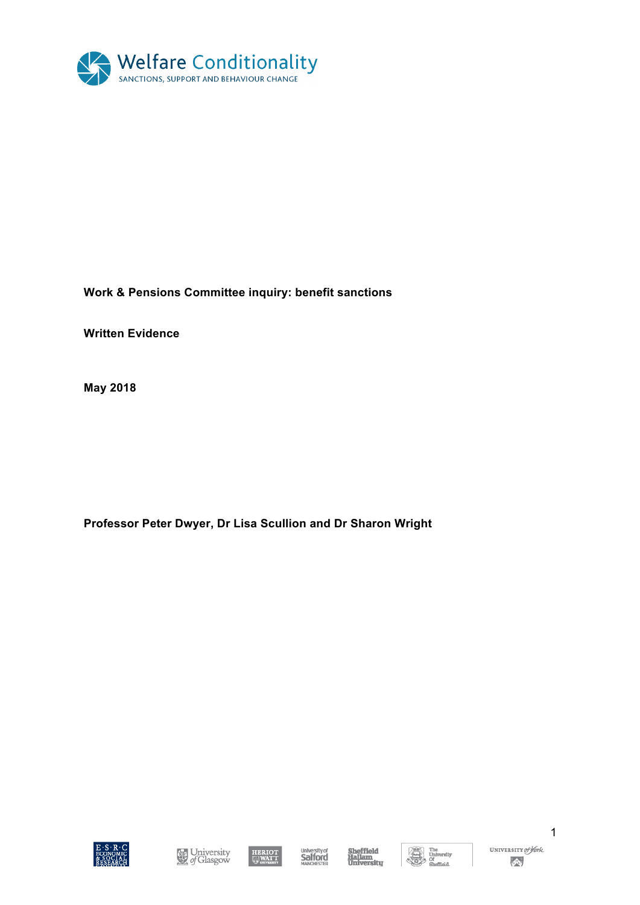Welfare Conditionality

SANCTIONS, SUPPORT AND BEHAVIOUR CHANGE

**Work & Pensions Committee inquiry: benefit sanctions**

**Written Evidence**

**May 2018**

**Professor Peter Dwyer, Dr Lisa Scullion and Dr Sharon Wright**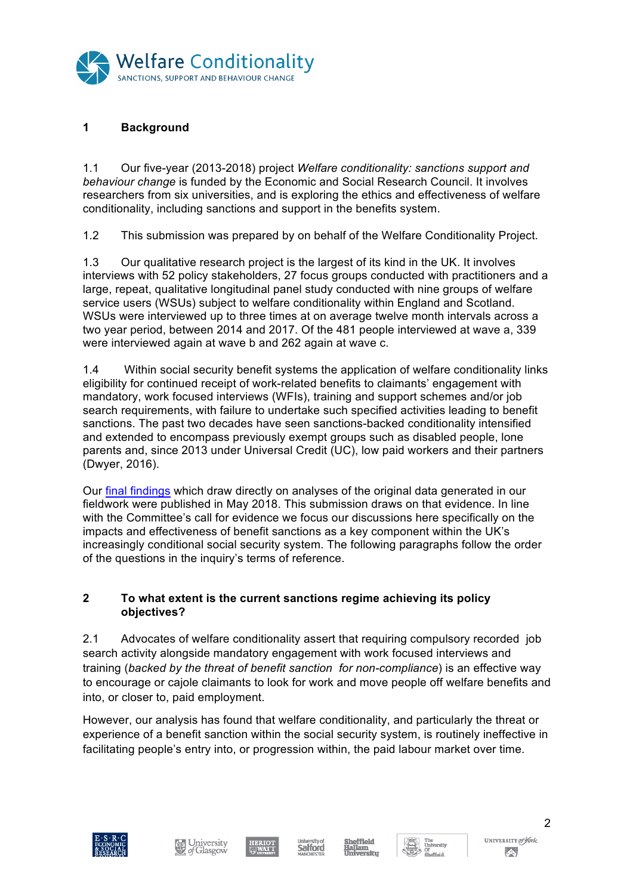## 1 Background

1.1 Our five-year (2013-2018) project *Welfare conditionality: sanctions support and behaviour change* is funded by the Economic and Social Research Council. It involves researchers from six universities, and is exploring the ethics and effectiveness of welfare conditionality, including sanctions and support in the benefits system.

1.2 This submission was prepared by on behalf of the Welfare Conditionality Project.

1.3 Our qualitative research project is the largest of its kind in the UK. It involves interviews with 52 policy stakeholders, 27 focus groups conducted with practitioners and a large, repeat, qualitative longitudinal panel study conducted with nine groups of welfare service users (WSUs) subject to welfare conditionality within England and Scotland. WSUs were interviewed up to three times at on average twelve month intervals across a two year period, between 2014 and 2017. Of the 481 people interviewed at wave a, 339 were interviewed again at wave b and 262 again at wave c.

1.4 Within social security benefit systems the application of welfare conditionality links eligibility for continued receipt of work-related benefits to claimants' engagement with mandatory, work focused interviews (WFIs), training and support schemes and/or job search requirements, with failure to undertake such specified activities leading to benefit sanctions. The past two decades have seen sanctions-backed conditionality intensified and extended to encompass previously exempt groups such as disabled people, lone parents and, since 2013 under Universal Credit (UC), low paid workers and their partners (Dwyer, 2016).

Our final findings which draw directly on analyses of the original data generated in our fieldwork were published in May 2018. This submission draws on that evidence. In line with the Committee's call for evidence we focus our discussions here specifically on the impacts and effectiveness of benefit sanctions as a key component within the UK's increasingly conditional social security system. The following paragraphs follow the order of the questions in the inquiry's terms of reference.

## 2 To what extent is the current sanctions regime achieving its policy objectives?

2.1 Advocates of welfare conditionality assert that requiring compulsory recorded job search activity alongside mandatory engagement with work focused interviews and training (*backed by the threat of benefit sanction for non-compliance*) is an effective way to encourage or cajole claimants to look for work and move people off welfare benefits and into, or closer to, paid employment.

However, our analysis has found that welfare conditionality, and particularly the threat or experience of a benefit sanction within the social security system, is routinely ineffective in facilitating people's entry into, or progression within, the paid labour market over time.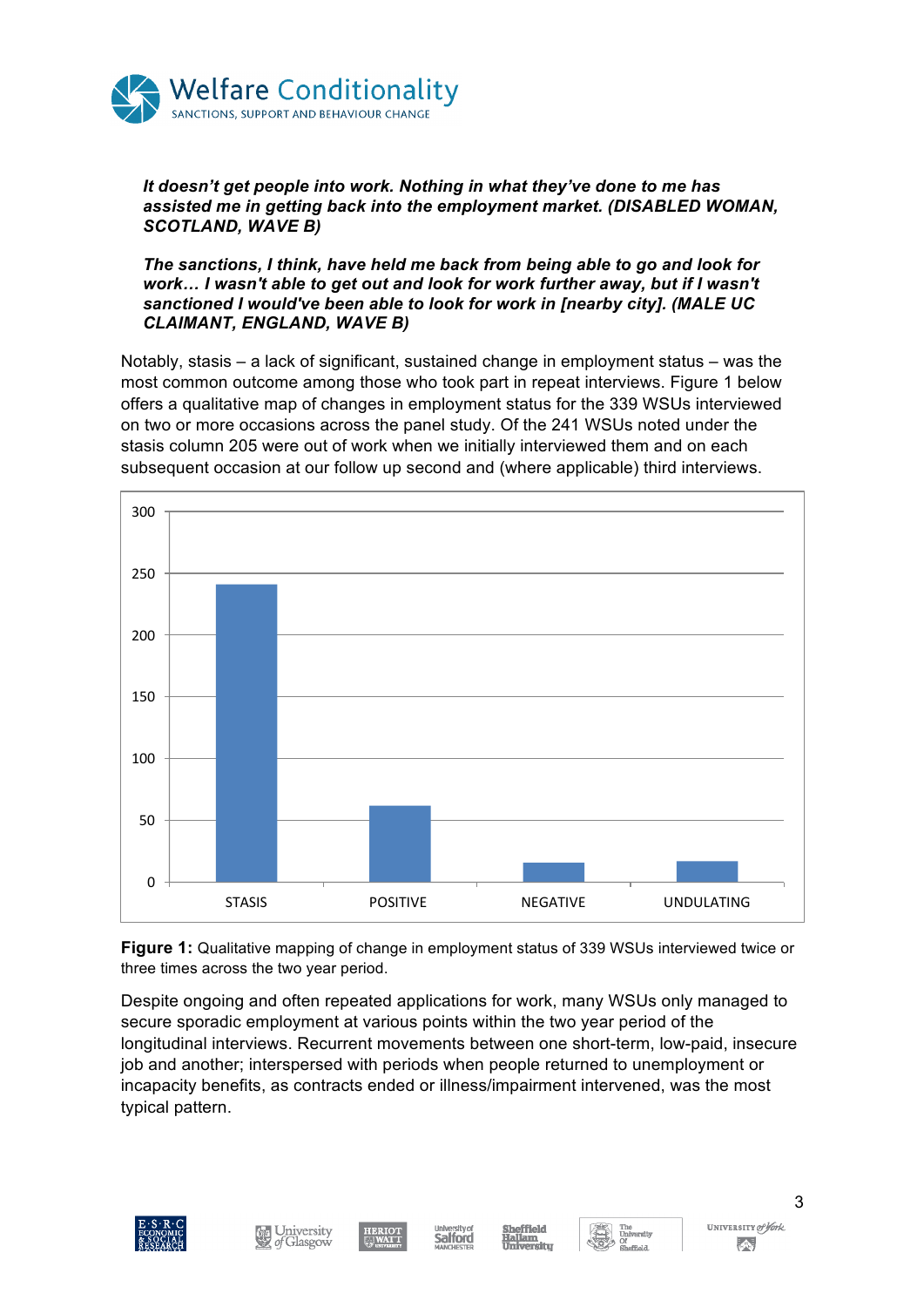***It doesn't get people into work. Nothing in what they've done to me has assisted me in getting back into the employment market. (DISABLED WOMAN, SCOTLAND, WAVE B)***

***The sanctions, I think, have held me back from being able to go and look for work… I wasn't able to get out and look for work further away, but if I wasn't sanctioned I would've been able to look for work in [nearby city]. (MALE UC CLAIMANT, ENGLAND, WAVE B)***

Notably, stasis – a lack of significant, sustained change in employment status – was the most common outcome among those who took part in repeat interviews. Figure 1 below offers a qualitative map of changes in employment status for the 339 WSUs interviewed on two or more occasions across the panel study. Of the 241 WSUs noted under the stasis column 205 were out of work when we initially interviewed them and on each subsequent occasion at our follow up second and (where applicable) third interviews.

**Figure 1:** Qualitative mapping of change in employment status of 339 WSUs interviewed twice or three times across the two year period.

Despite ongoing and often repeated applications for work, many WSUs only managed to secure sporadic employment at various points within the two year period of the longitudinal interviews. Recurrent movements between one short-term, low-paid, insecure job and another; interspersed with periods when people returned to unemployment or incapacity benefits, as contracts ended or illness/impairment intervened, was the most typical pattern.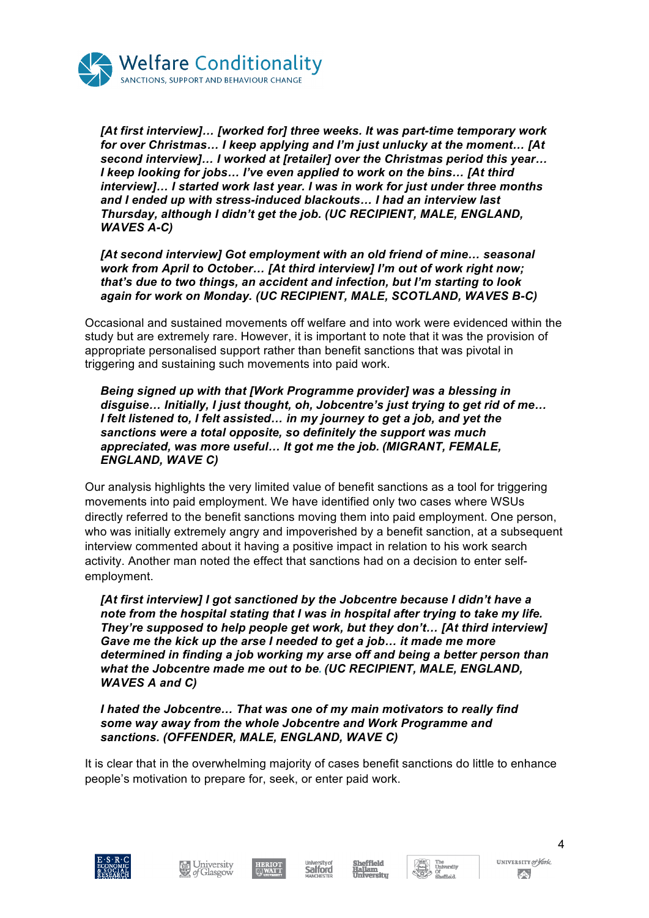***[At first interview]… [worked for] three weeks. It was part-time temporary work for over Christmas… I keep applying and I'm just unlucky at the moment… [At second interview]… I worked at [retailer] over the Christmas period this year… I keep looking for jobs… I've even applied to work on the bins… [At third interview]… I started work last year. I was in work for just under three months and I ended up with stress-induced blackouts… I had an interview last Thursday, although I didn't get the job. (UC RECIPIENT, MALE, ENGLAND, WAVES A-C)***

***[At second interview] Got employment with an old friend of mine… seasonal work from April to October… [At third interview] I'm out of work right now; that's due to two things, an accident and infection, but I'm starting to look again for work on Monday. (UC RECIPIENT, MALE, SCOTLAND, WAVES B-C)***

Occasional and sustained movements off welfare and into work were evidenced within the study but are extremely rare. However, it is important to note that it was the provision of appropriate personalised support rather than benefit sanctions that was pivotal in triggering and sustaining such movements into paid work.

***Being signed up with that [Work Programme provider] was a blessing in disguise… Initially, I just thought, oh, Jobcentre's just trying to get rid of me… I felt listened to, I felt assisted… in my journey to get a job, and yet the sanctions were a total opposite, so definitely the support was much appreciated, was more useful… It got me the job. (MIGRANT, FEMALE, ENGLAND, WAVE C)***

Our analysis highlights the very limited value of benefit sanctions as a tool for triggering movements into paid employment. We have identified only two cases where WSUs directly referred to the benefit sanctions moving them into paid employment. One person, who was initially extremely angry and impoverished by a benefit sanction, at a subsequent interview commented about it having a positive impact in relation to his work search activity. Another man noted the effect that sanctions had on a decision to enter self-employment.

***[At first interview] I got sanctioned by the Jobcentre because I didn't have a note from the hospital stating that I was in hospital after trying to take my life. They're supposed to help people get work, but they don't… [At third interview] Gave me the kick up the arse I needed to get a job… it made me more determined in finding a job working my arse off and being a better person than what the Jobcentre made me out to be. (UC RECIPIENT, MALE, ENGLAND, WAVES A and C)***

***I hated the Jobcentre… That was one of my main motivators to really find some way away from the whole Jobcentre and Work Programme and sanctions. (OFFENDER, MALE, ENGLAND, WAVE C)***

It is clear that in the overwhelming majority of cases benefit sanctions do little to enhance people's motivation to prepare for, seek, or enter paid work.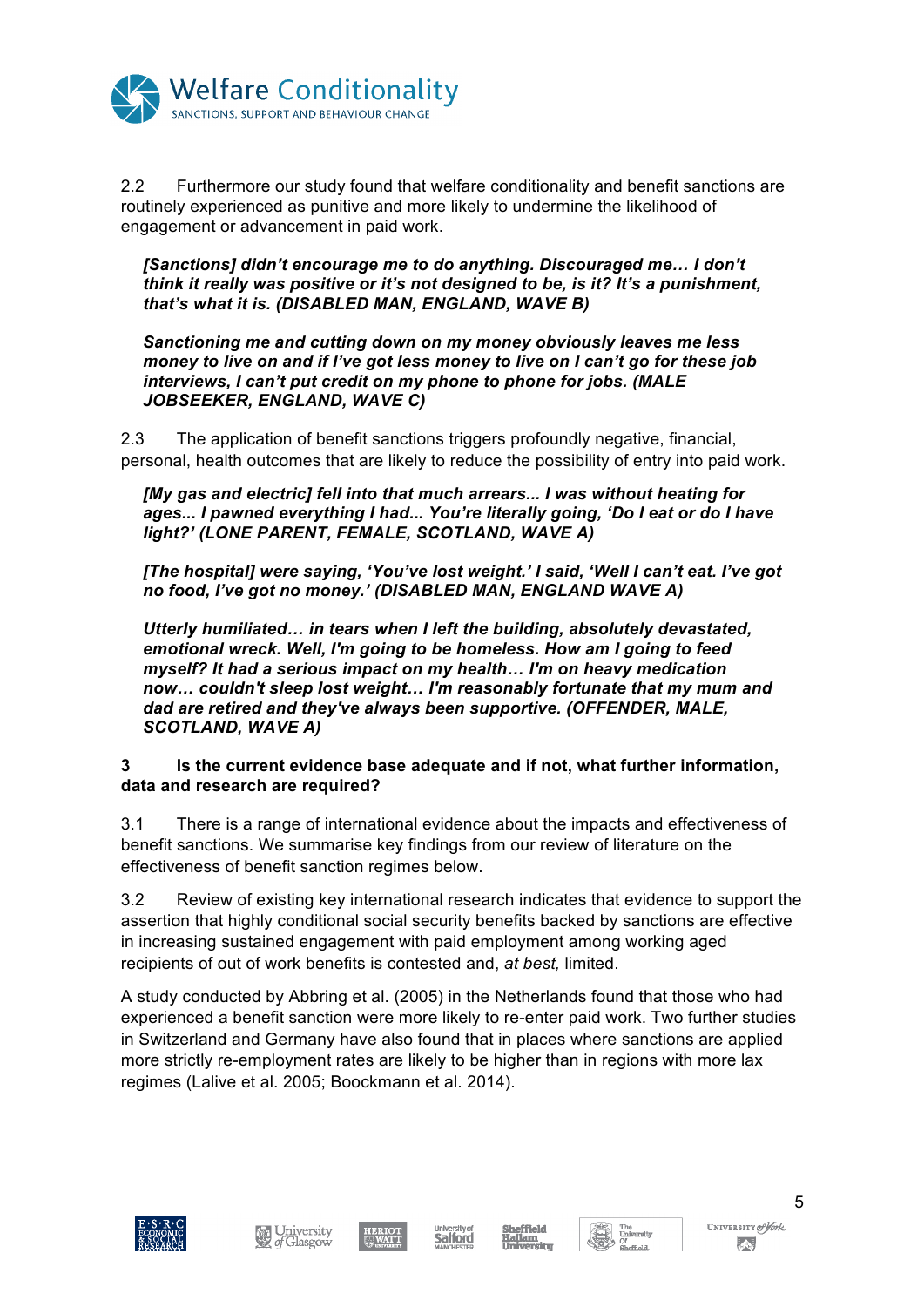2.2 Furthermore our study found that welfare conditionality and benefit sanctions are routinely experienced as punitive and more likely to undermine the likelihood of engagement or advancement in paid work.

> ***[Sanctions] didn't encourage me to do anything. Discouraged me… I don't think it really was positive or it's not designed to be, is it? It's a punishment, that's what it is. (DISABLED MAN, ENGLAND, WAVE B)***

> ***Sanctioning me and cutting down on my money obviously leaves me less money to live on and if I've got less money to live on I can't go for these job interviews, I can't put credit on my phone to phone for jobs. (MALE JOBSEEKER, ENGLAND, WAVE C)***

2.3 The application of benefit sanctions triggers profoundly negative, financial, personal, health outcomes that are likely to reduce the possibility of entry into paid work.

> ***[My gas and electric] fell into that much arrears... I was without heating for ages... I pawned everything I had... You're literally going, 'Do I eat or do I have light?' (LONE PARENT, FEMALE, SCOTLAND, WAVE A)***

> ***[The hospital] were saying, 'You've lost weight.' I said, 'Well I can't eat. I've got no food, I've got no money.' (DISABLED MAN, ENGLAND WAVE A)***

> ***Utterly humiliated… in tears when I left the building, absolutely devastated, emotional wreck. Well, I'm going to be homeless. How am I going to feed myself? It had a serious impact on my health… I'm on heavy medication now… couldn't sleep lost weight… I'm reasonably fortunate that my mum and dad are retired and they've always been supportive. (OFFENDER, MALE, SCOTLAND, WAVE A)***

## 3 Is the current evidence base adequate and if not, what further information, data and research are required?

3.1 There is a range of international evidence about the impacts and effectiveness of benefit sanctions. We summarise key findings from our review of literature on the effectiveness of benefit sanction regimes below.

3.2 Review of existing key international research indicates that evidence to support the assertion that highly conditional social security benefits backed by sanctions are effective in increasing sustained engagement with paid employment among working aged recipients of out of work benefits is contested and, *at best,* limited.

A study conducted by Abbring et al. (2005) in the Netherlands found that those who had experienced a benefit sanction were more likely to re-enter paid work. Two further studies in Switzerland and Germany have also found that in places where sanctions are applied more strictly re-employment rates are likely to be higher than in regions with more lax regimes (Lalive et al. 2005; Boockmann et al. 2014).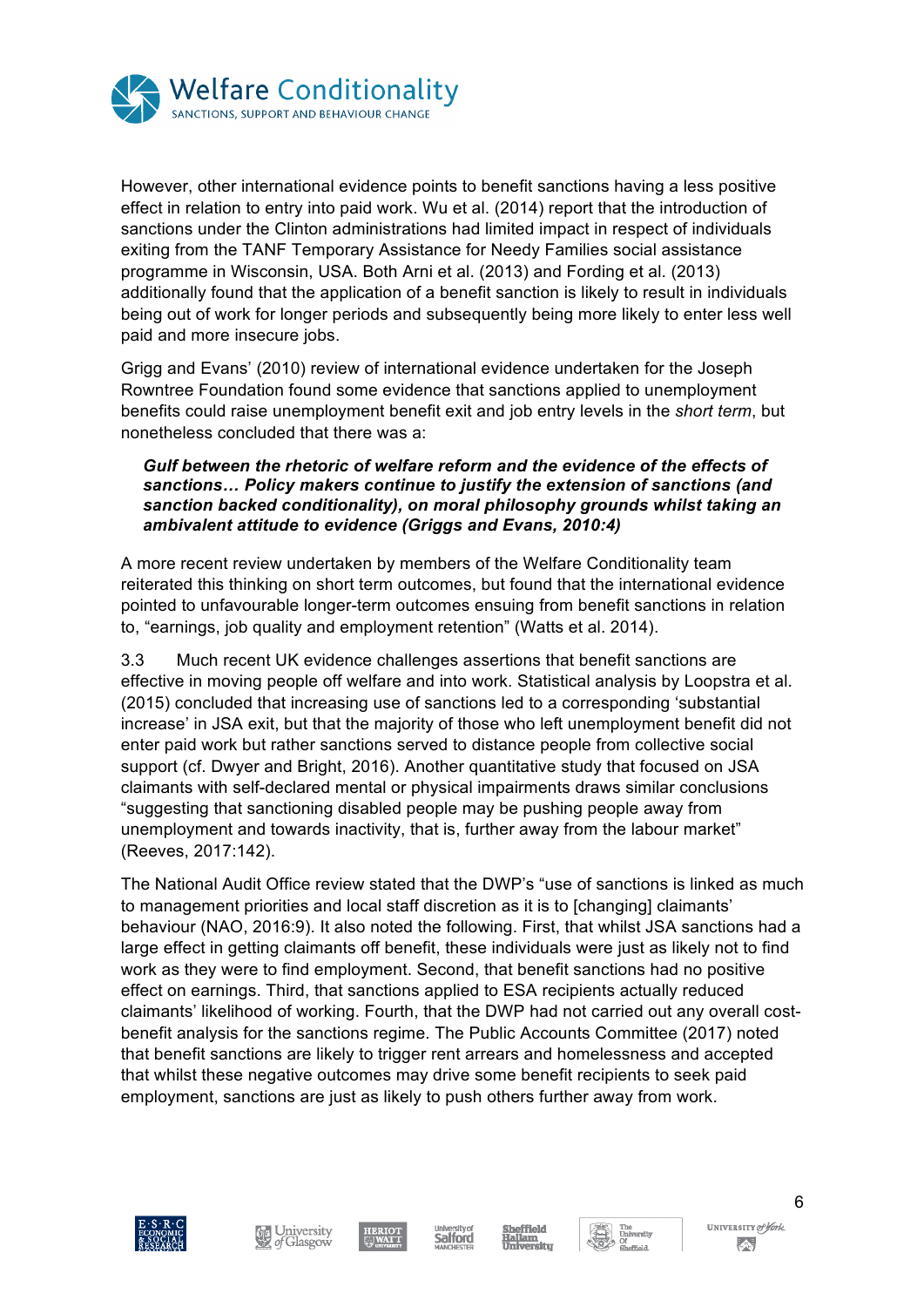However, other international evidence points to benefit sanctions having a less positive effect in relation to entry into paid work. Wu et al. (2014) report that the introduction of sanctions under the Clinton administrations had limited impact in respect of individuals exiting from the TANF Temporary Assistance for Needy Families social assistance programme in Wisconsin, USA. Both Arni et al. (2013) and Fording et al. (2013) additionally found that the application of a benefit sanction is likely to result in individuals being out of work for longer periods and subsequently being more likely to enter less well paid and more insecure jobs.

Grigg and Evans' (2010) review of international evidence undertaken for the Joseph Rowntree Foundation found some evidence that sanctions applied to unemployment benefits could raise unemployment benefit exit and job entry levels in the *short term*, but nonetheless concluded that there was a:

> ***Gulf between the rhetoric of welfare reform and the evidence of the effects of sanctions… Policy makers continue to justify the extension of sanctions (and sanction backed conditionality), on moral philosophy grounds whilst taking an ambivalent attitude to evidence (Griggs and Evans, 2010:4)***

A more recent review undertaken by members of the Welfare Conditionality team reiterated this thinking on short term outcomes, but found that the international evidence pointed to unfavourable longer-term outcomes ensuing from benefit sanctions in relation to, "earnings, job quality and employment retention" (Watts et al. 2014).

3.3 Much recent UK evidence challenges assertions that benefit sanctions are effective in moving people off welfare and into work. Statistical analysis by Loopstra et al. (2015) concluded that increasing use of sanctions led to a corresponding 'substantial increase' in JSA exit, but that the majority of those who left unemployment benefit did not enter paid work but rather sanctions served to distance people from collective social support (cf. Dwyer and Bright, 2016). Another quantitative study that focused on JSA claimants with self-declared mental or physical impairments draws similar conclusions "suggesting that sanctioning disabled people may be pushing people away from unemployment and towards inactivity, that is, further away from the labour market" (Reeves, 2017:142).

The National Audit Office review stated that the DWP's "use of sanctions is linked as much to management priorities and local staff discretion as it is to [changing] claimants' behaviour (NAO, 2016:9). It also noted the following. First, that whilst JSA sanctions had a large effect in getting claimants off benefit, these individuals were just as likely not to find work as they were to find employment. Second, that benefit sanctions had no positive effect on earnings. Third, that sanctions applied to ESA recipients actually reduced claimants' likelihood of working. Fourth, that the DWP had not carried out any overall cost-benefit analysis for the sanctions regime. The Public Accounts Committee (2017) noted that benefit sanctions are likely to trigger rent arrears and homelessness and accepted that whilst these negative outcomes may drive some benefit recipients to seek paid employment, sanctions are just as likely to push others further away from work.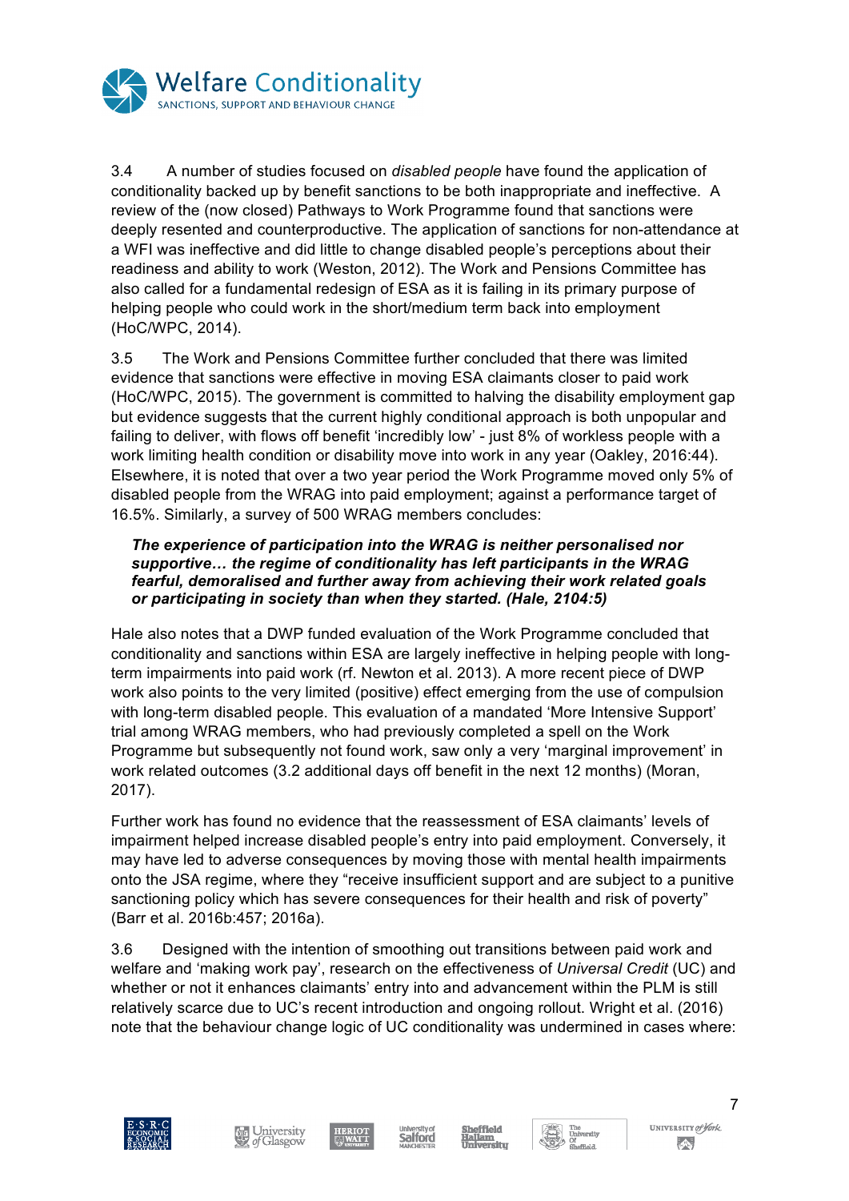3.4 A number of studies focused on *disabled people* have found the application of conditionality backed up by benefit sanctions to be both inappropriate and ineffective. A review of the (now closed) Pathways to Work Programme found that sanctions were deeply resented and counterproductive. The application of sanctions for non-attendance at a WFI was ineffective and did little to change disabled people's perceptions about their readiness and ability to work (Weston, 2012). The Work and Pensions Committee has also called for a fundamental redesign of ESA as it is failing in its primary purpose of helping people who could work in the short/medium term back into employment (HoC/WPC, 2014).

3.5 The Work and Pensions Committee further concluded that there was limited evidence that sanctions were effective in moving ESA claimants closer to paid work (HoC/WPC, 2015). The government is committed to halving the disability employment gap but evidence suggests that the current highly conditional approach is both unpopular and failing to deliver, with flows off benefit 'incredibly low' - just 8% of workless people with a work limiting health condition or disability move into work in any year (Oakley, 2016:44). Elsewhere, it is noted that over a two year period the Work Programme moved only 5% of disabled people from the WRAG into paid employment; against a performance target of 16.5%. Similarly, a survey of 500 WRAG members concludes:

> ***The experience of participation into the WRAG is neither personalised nor supportive… the regime of conditionality has left participants in the WRAG fearful, demoralised and further away from achieving their work related goals or participating in society than when they started. (Hale, 2104:5)***

Hale also notes that a DWP funded evaluation of the Work Programme concluded that conditionality and sanctions within ESA are largely ineffective in helping people with long-term impairments into paid work (rf. Newton et al. 2013). A more recent piece of DWP work also points to the very limited (positive) effect emerging from the use of compulsion with long-term disabled people. This evaluation of a mandated 'More Intensive Support' trial among WRAG members, who had previously completed a spell on the Work Programme but subsequently not found work, saw only a very 'marginal improvement' in work related outcomes (3.2 additional days off benefit in the next 12 months) (Moran, 2017).

Further work has found no evidence that the reassessment of ESA claimants' levels of impairment helped increase disabled people's entry into paid employment. Conversely, it may have led to adverse consequences by moving those with mental health impairments onto the JSA regime, where they "receive insufficient support and are subject to a punitive sanctioning policy which has severe consequences for their health and risk of poverty" (Barr et al. 2016b:457; 2016a).

3.6 Designed with the intention of smoothing out transitions between paid work and welfare and 'making work pay', research on the effectiveness of *Universal Credit* (UC) and whether or not it enhances claimants' entry into and advancement within the PLM is still relatively scarce due to UC's recent introduction and ongoing rollout. Wright et al. (2016) note that the behaviour change logic of UC conditionality was undermined in cases where: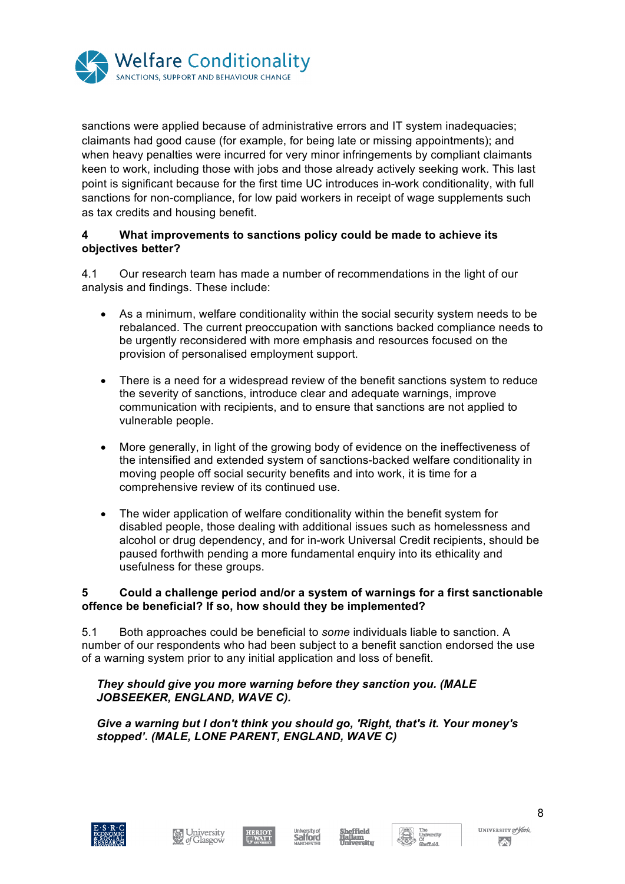sanctions were applied because of administrative errors and IT system inadequacies; claimants had good cause (for example, for being late or missing appointments); and when heavy penalties were incurred for very minor infringements by compliant claimants keen to work, including those with jobs and those already actively seeking work. This last point is significant because for the first time UC introduces in-work conditionality, with full sanctions for non-compliance, for low paid workers in receipt of wage supplements such as tax credits and housing benefit.

**4 What improvements to sanctions policy could be made to achieve its objectives better?**

4.1 Our research team has made a number of recommendations in the light of our analysis and findings. These include:

- As a minimum, welfare conditionality within the social security system needs to be rebalanced. The current preoccupation with sanctions backed compliance needs to be urgently reconsidered with more emphasis and resources focused on the provision of personalised employment support.

- There is a need for a widespread review of the benefit sanctions system to reduce the severity of sanctions, introduce clear and adequate warnings, improve communication with recipients, and to ensure that sanctions are not applied to vulnerable people.

- More generally, in light of the growing body of evidence on the ineffectiveness of the intensified and extended system of sanctions-backed welfare conditionality in moving people off social security benefits and into work, it is time for a comprehensive review of its continued use.

- The wider application of welfare conditionality within the benefit system for disabled people, those dealing with additional issues such as homelessness and alcohol or drug dependency, and for in-work Universal Credit recipients, should be paused forthwith pending a more fundamental enquiry into its ethicality and usefulness for these groups.

**5 Could a challenge period and/or a system of warnings for a first sanctionable offence be beneficial? If so, how should they be implemented?**

5.1 Both approaches could be beneficial to *some* individuals liable to sanction. A number of our respondents who had been subject to a benefit sanction endorsed the use of a warning system prior to any initial application and loss of benefit.

> ***They should give you more warning before they sanction you. (MALE JOBSEEKER, ENGLAND, WAVE C).***

> ***Give a warning but I don't think you should go, 'Right, that's it. Your money's stopped'. (MALE, LONE PARENT, ENGLAND, WAVE C)***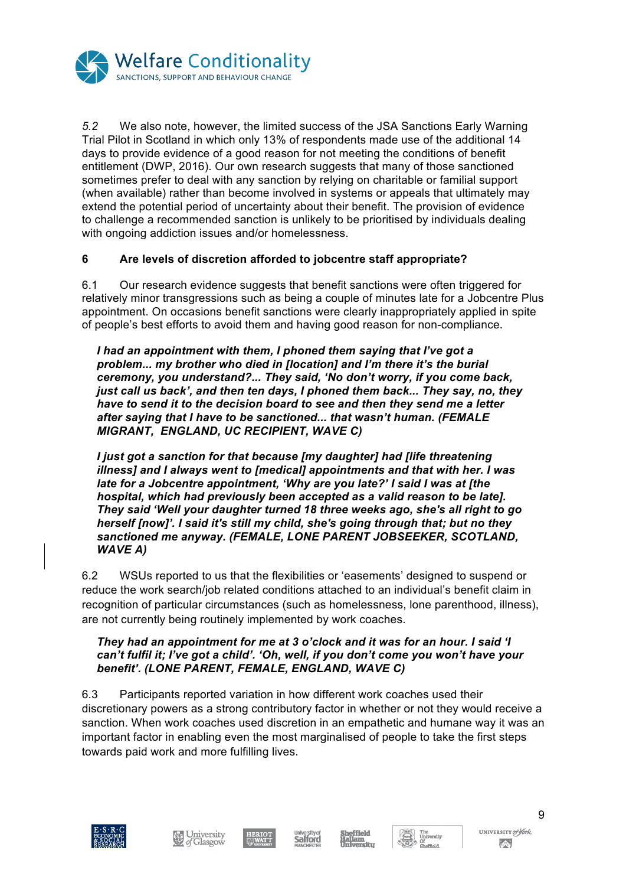*5.2* We also note, however, the limited success of the JSA Sanctions Early Warning Trial Pilot in Scotland in which only 13% of respondents made use of the additional 14 days to provide evidence of a good reason for not meeting the conditions of benefit entitlement (DWP, 2016). Our own research suggests that many of those sanctioned sometimes prefer to deal with any sanction by relying on charitable or familial support (when available) rather than become involved in systems or appeals that ultimately may extend the potential period of uncertainty about their benefit. The provision of evidence to challenge a recommended sanction is unlikely to be prioritised by individuals dealing with ongoing addiction issues and/or homelessness.

**6 Are levels of discretion afforded to jobcentre staff appropriate?**

6.1 Our research evidence suggests that benefit sanctions were often triggered for relatively minor transgressions such as being a couple of minutes late for a Jobcentre Plus appointment. On occasions benefit sanctions were clearly inappropriately applied in spite of people's best efforts to avoid them and having good reason for non-compliance.

> ***I had an appointment with them, I phoned them saying that I've got a problem... my brother who died in [location] and I'm there it's the burial ceremony, you understand?... They said, 'No don't worry, if you come back, just call us back', and then ten days, I phoned them back... They say, no, they have to send it to the decision board to see and then they send me a letter after saying that I have to be sanctioned... that wasn't human. (FEMALE MIGRANT, ENGLAND, UC RECIPIENT, WAVE C)***

> ***I just got a sanction for that because [my daughter] had [life threatening illness] and I always went to [medical] appointments and that with her. I was late for a Jobcentre appointment, 'Why are you late?' I said I was at [the hospital, which had previously been accepted as a valid reason to be late]. They said 'Well your daughter turned 18 three weeks ago, she's all right to go herself [now]'. I said it's still my child, she's going through that; but no they sanctioned me anyway. (FEMALE, LONE PARENT JOBSEEKER, SCOTLAND, WAVE A)***

6.2 WSUs reported to us that the flexibilities or 'easements' designed to suspend or reduce the work search/job related conditions attached to an individual's benefit claim in recognition of particular circumstances (such as homelessness, lone parenthood, illness), are not currently being routinely implemented by work coaches.

> ***They had an appointment for me at 3 o'clock and it was for an hour. I said 'I can't fulfil it; I've got a child'. 'Oh, well, if you don't come you won't have your benefit'. (LONE PARENT, FEMALE, ENGLAND, WAVE C)***

6.3 Participants reported variation in how different work coaches used their discretionary powers as a strong contributory factor in whether or not they would receive a sanction. When work coaches used discretion in an empathetic and humane way it was an important factor in enabling even the most marginalised of people to take the first steps towards paid work and more fulfilling lives.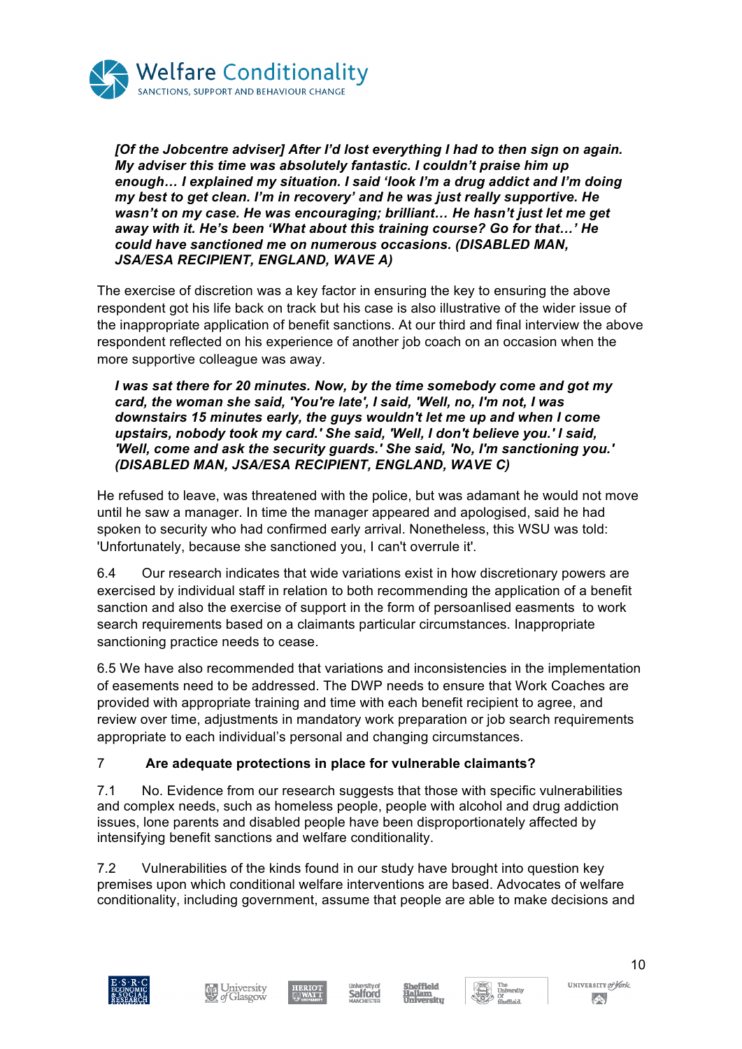***[Of the Jobcentre adviser] After I'd lost everything I had to then sign on again. My adviser this time was absolutely fantastic. I couldn't praise him up enough… I explained my situation. I said 'look I'm a drug addict and I'm doing my best to get clean. I'm in recovery' and he was just really supportive. He wasn't on my case. He was encouraging; brilliant… He hasn't just let me get away with it. He's been 'What about this training course? Go for that…' He could have sanctioned me on numerous occasions. (DISABLED MAN, JSA/ESA RECIPIENT, ENGLAND, WAVE A)***

The exercise of discretion was a key factor in ensuring the key to ensuring the above respondent got his life back on track but his case is also illustrative of the wider issue of the inappropriate application of benefit sanctions. At our third and final interview the above respondent reflected on his experience of another job coach on an occasion when the more supportive colleague was away.

***I was sat there for 20 minutes. Now, by the time somebody come and got my card, the woman she said, 'You're late', I said, 'Well, no, I'm not, I was downstairs 15 minutes early, the guys wouldn't let me up and when I come upstairs, nobody took my card.' She said, 'Well, I don't believe you.' I said, 'Well, come and ask the security guards.' She said, 'No, I'm sanctioning you.' (DISABLED MAN, JSA/ESA RECIPIENT, ENGLAND, WAVE C)***

He refused to leave, was threatened with the police, but was adamant he would not move until he saw a manager. In time the manager appeared and apologised, said he had spoken to security who had confirmed early arrival. Nonetheless, this WSU was told: 'Unfortunately, because she sanctioned you, I can't overrule it'.

6.4 Our research indicates that wide variations exist in how discretionary powers are exercised by individual staff in relation to both recommending the application of a benefit sanction and also the exercise of support in the form of persoanlised easments to work search requirements based on a claimants particular circumstances. Inappropriate sanctioning practice needs to cease.

6.5 We have also recommended that variations and inconsistencies in the implementation of easements need to be addressed. The DWP needs to ensure that Work Coaches are provided with appropriate training and time with each benefit recipient to agree, and review over time, adjustments in mandatory work preparation or job search requirements appropriate to each individual's personal and changing circumstances.

## 7 Are adequate protections in place for vulnerable claimants?

7.1 No. Evidence from our research suggests that those with specific vulnerabilities and complex needs, such as homeless people, people with alcohol and drug addiction issues, lone parents and disabled people have been disproportionately affected by intensifying benefit sanctions and welfare conditionality.

7.2 Vulnerabilities of the kinds found in our study have brought into question key premises upon which conditional welfare interventions are based. Advocates of welfare conditionality, including government, assume that people are able to make decisions and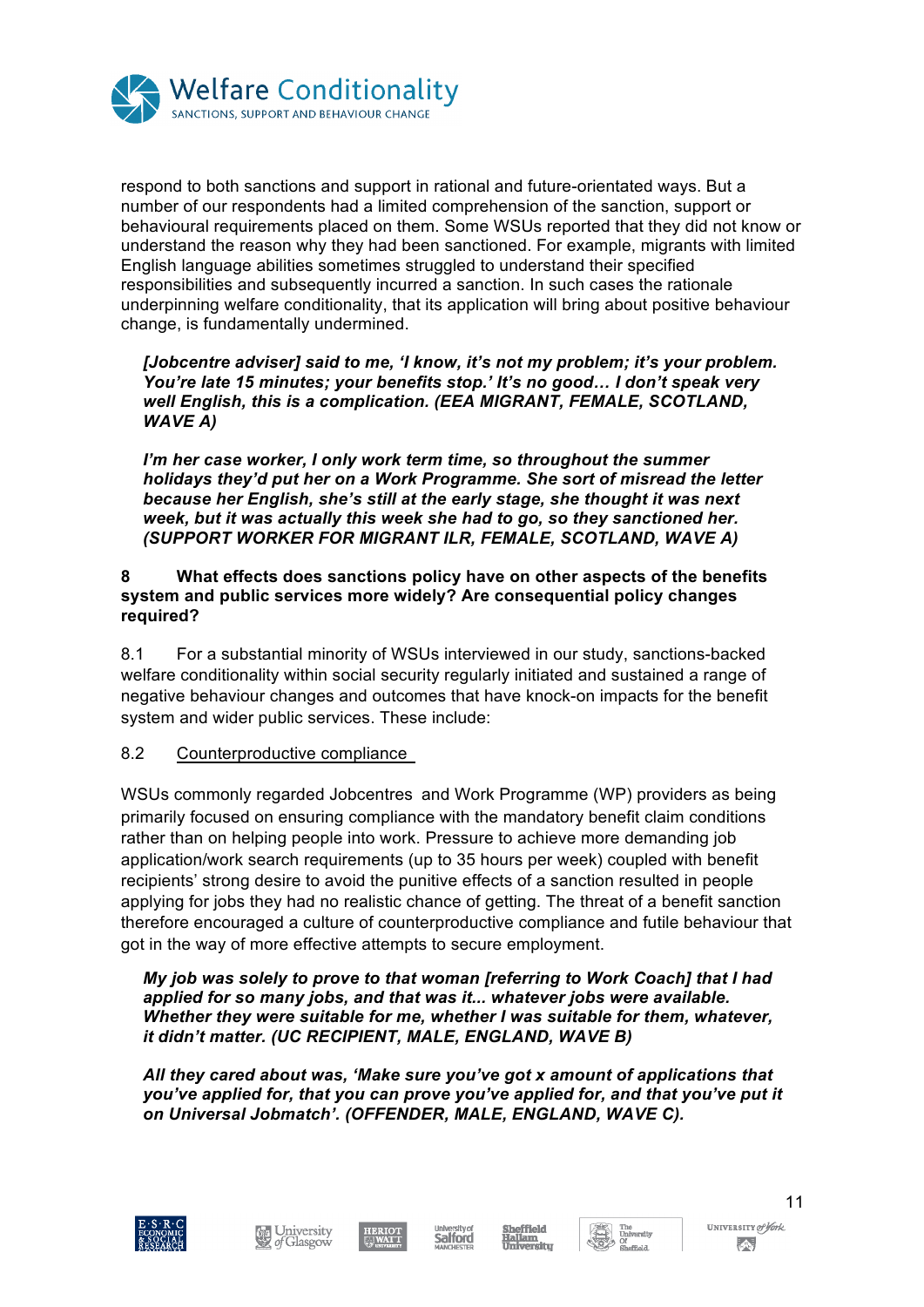respond to both sanctions and support in rational and future-orientated ways. But a number of our respondents had a limited comprehension of the sanction, support or behavioural requirements placed on them. Some WSUs reported that they did not know or understand the reason why they had been sanctioned. For example, migrants with limited English language abilities sometimes struggled to understand their specified responsibilities and subsequently incurred a sanction. In such cases the rationale underpinning welfare conditionality, that its application will bring about positive behaviour change, is fundamentally undermined.

> ***[Jobcentre adviser] said to me, 'I know, it's not my problem; it's your problem. You're late 15 minutes; your benefits stop.' It's no good… I don't speak very well English, this is a complication. (EEA MIGRANT, FEMALE, SCOTLAND, WAVE A)***

> ***I'm her case worker, I only work term time, so throughout the summer holidays they'd put her on a Work Programme. She sort of misread the letter because her English, she's still at the early stage, she thought it was next week, but it was actually this week she had to go, so they sanctioned her. (SUPPORT WORKER FOR MIGRANT ILR, FEMALE, SCOTLAND, WAVE A)***

**8 What effects does sanctions policy have on other aspects of the benefits system and public services more widely? Are consequential policy changes required?**

8.1 For a substantial minority of WSUs interviewed in our study, sanctions-backed welfare conditionality within social security regularly initiated and sustained a range of negative behaviour changes and outcomes that have knock-on impacts for the benefit system and wider public services. These include:

8.2 <u>Counterproductive compliance</u>

WSUs commonly regarded Jobcentres and Work Programme (WP) providers as being primarily focused on ensuring compliance with the mandatory benefit claim conditions rather than on helping people into work. Pressure to achieve more demanding job application/work search requirements (up to 35 hours per week) coupled with benefit recipients' strong desire to avoid the punitive effects of a sanction resulted in people applying for jobs they had no realistic chance of getting. The threat of a benefit sanction therefore encouraged a culture of counterproductive compliance and futile behaviour that got in the way of more effective attempts to secure employment.

> ***My job was solely to prove to that woman [referring to Work Coach] that I had applied for so many jobs, and that was it... whatever jobs were available. Whether they were suitable for me, whether I was suitable for them, whatever, it didn't matter. (UC RECIPIENT, MALE, ENGLAND, WAVE B)***

> ***All they cared about was, 'Make sure you've got x amount of applications that you've applied for, that you can prove you've applied for, and that you've put it on Universal Jobmatch'. (OFFENDER, MALE, ENGLAND, WAVE C).***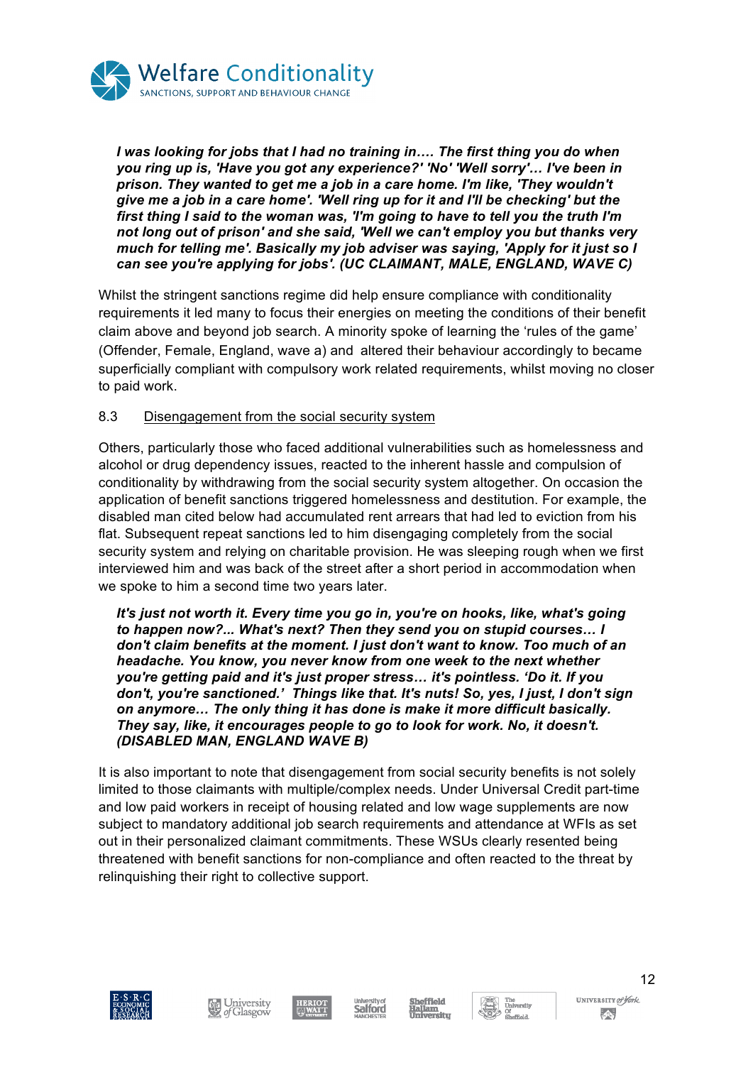***I was looking for jobs that I had no training in…. The first thing you do when you ring up is, 'Have you got any experience?' 'No' 'Well sorry'… I've been in prison. They wanted to get me a job in a care home. I'm like, 'They wouldn't give me a job in a care home'. 'Well ring up for it and I'll be checking' but the first thing I said to the woman was, 'I'm going to have to tell you the truth I'm not long out of prison' and she said, 'Well we can't employ you but thanks very much for telling me'. Basically my job adviser was saying, 'Apply for it just so I can see you're applying for jobs'. (UC CLAIMANT, MALE, ENGLAND, WAVE C)***

Whilst the stringent sanctions regime did help ensure compliance with conditionality requirements it led many to focus their energies on meeting the conditions of their benefit claim above and beyond job search. A minority spoke of learning the 'rules of the game' (Offender, Female, England, wave a) and altered their behaviour accordingly to became superficially compliant with compulsory work related requirements, whilst moving no closer to paid work.

## 8.3 Disengagement from the social security system

Others, particularly those who faced additional vulnerabilities such as homelessness and alcohol or drug dependency issues, reacted to the inherent hassle and compulsion of conditionality by withdrawing from the social security system altogether. On occasion the application of benefit sanctions triggered homelessness and destitution. For example, the disabled man cited below had accumulated rent arrears that had led to eviction from his flat. Subsequent repeat sanctions led to him disengaging completely from the social security system and relying on charitable provision. He was sleeping rough when we first interviewed him and was back of the street after a short period in accommodation when we spoke to him a second time two years later.

***It's just not worth it. Every time you go in, you're on hooks, like, what's going to happen now?... What's next? Then they send you on stupid courses… I don't claim benefits at the moment. I just don't want to know. Too much of an headache. You know, you never know from one week to the next whether you're getting paid and it's just proper stress… it's pointless. 'Do it. If you don't, you're sanctioned.' Things like that. It's nuts! So, yes, I just, I don't sign on anymore… The only thing it has done is make it more difficult basically. They say, like, it encourages people to go to look for work. No, it doesn't. (DISABLED MAN, ENGLAND WAVE B)***

It is also important to note that disengagement from social security benefits is not solely limited to those claimants with multiple/complex needs. Under Universal Credit part-time and low paid workers in receipt of housing related and low wage supplements are now subject to mandatory additional job search requirements and attendance at WFIs as set out in their personalized claimant commitments. These WSUs clearly resented being threatened with benefit sanctions for non-compliance and often reacted to the threat by relinquishing their right to collective support.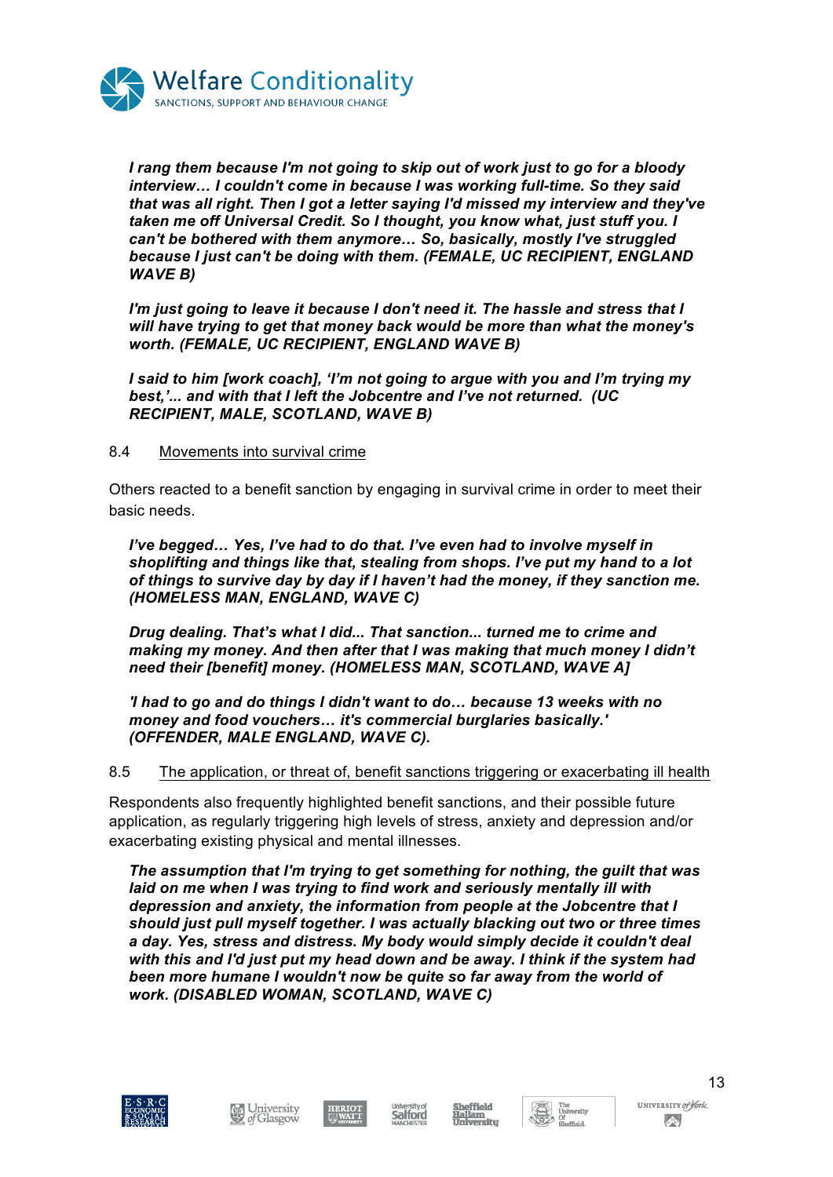***I rang them because I'm not going to skip out of work just to go for a bloody interview… I couldn't come in because I was working full-time. So they said that was all right. Then I got a letter saying I'd missed my interview and they've taken me off Universal Credit. So I thought, you know what, just stuff you. I can't be bothered with them anymore… So, basically, mostly I've struggled because I just can't be doing with them. (FEMALE, UC RECIPIENT, ENGLAND WAVE B)***

***I'm just going to leave it because I don't need it. The hassle and stress that I will have trying to get that money back would be more than what the money's worth. (FEMALE, UC RECIPIENT, ENGLAND WAVE B)***

***I said to him [work coach], 'I'm not going to argue with you and I'm trying my best,'... and with that I left the Jobcentre and I've not returned. (UC RECIPIENT, MALE, SCOTLAND, WAVE B)***

### 8.4 Movements into survival crime

Others reacted to a benefit sanction by engaging in survival crime in order to meet their basic needs.

***I've begged… Yes, I've had to do that. I've even had to involve myself in shoplifting and things like that, stealing from shops. I've put my hand to a lot of things to survive day by day if I haven't had the money, if they sanction me. (HOMELESS MAN, ENGLAND, WAVE C)***

***Drug dealing. That's what I did... That sanction... turned me to crime and making my money. And then after that I was making that much money I didn't need their [benefit] money. (HOMELESS MAN, SCOTLAND, WAVE A]***

***'I had to go and do things I didn't want to do… because 13 weeks with no money and food vouchers… it's commercial burglaries basically.' (OFFENDER, MALE ENGLAND, WAVE C).***

### 8.5 The application, or threat of, benefit sanctions triggering or exacerbating ill health

Respondents also frequently highlighted benefit sanctions, and their possible future application, as regularly triggering high levels of stress, anxiety and depression and/or exacerbating existing physical and mental illnesses.

***The assumption that I'm trying to get something for nothing, the guilt that was laid on me when I was trying to find work and seriously mentally ill with depression and anxiety, the information from people at the Jobcentre that I should just pull myself together. I was actually blacking out two or three times a day. Yes, stress and distress. My body would simply decide it couldn't deal with this and I'd just put my head down and be away. I think if the system had been more humane I wouldn't now be quite so far away from the world of work. (DISABLED WOMAN, SCOTLAND, WAVE C)***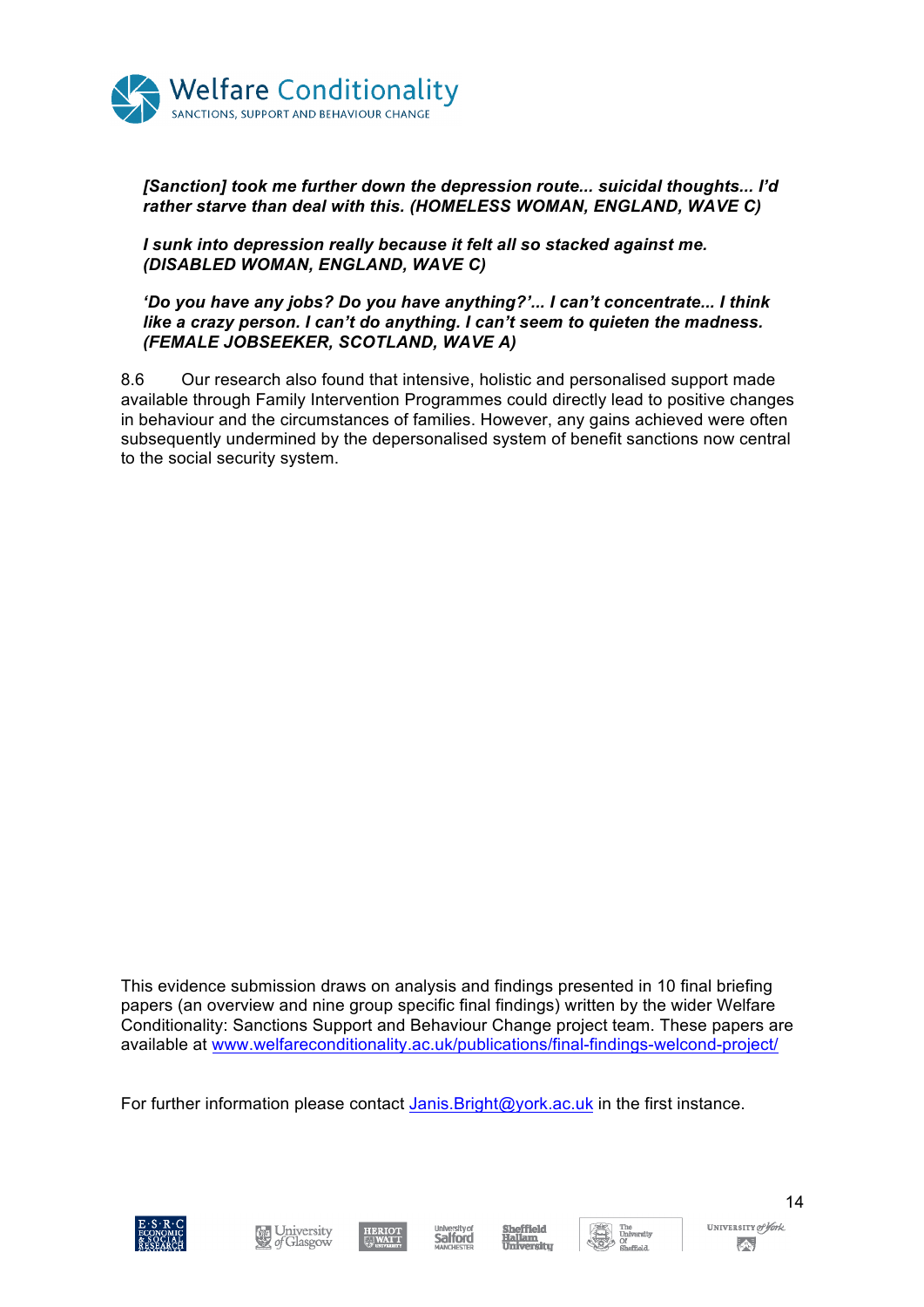***[Sanction] took me further down the depression route... suicidal thoughts... I'd rather starve than deal with this. (HOMELESS WOMAN, ENGLAND, WAVE C)***

***I sunk into depression really because it felt all so stacked against me. (DISABLED WOMAN, ENGLAND, WAVE C)***

***'Do you have any jobs? Do you have anything?'... I can't concentrate... I think like a crazy person. I can't do anything. I can't seem to quieten the madness. (FEMALE JOBSEEKER, SCOTLAND, WAVE A)***

8.6 Our research also found that intensive, holistic and personalised support made available through Family Intervention Programmes could directly lead to positive changes in behaviour and the circumstances of families. However, any gains achieved were often subsequently undermined by the depersonalised system of benefit sanctions now central to the social security system.

This evidence submission draws on analysis and findings presented in 10 final briefing papers (an overview and nine group specific final findings) written by the wider Welfare Conditionality: Sanctions Support and Behaviour Change project team. These papers are available at www.welfareconditionality.ac.uk/publications/final-findings-welcond-project/

For further information please contact Janis.Bright@york.ac.uk in the first instance.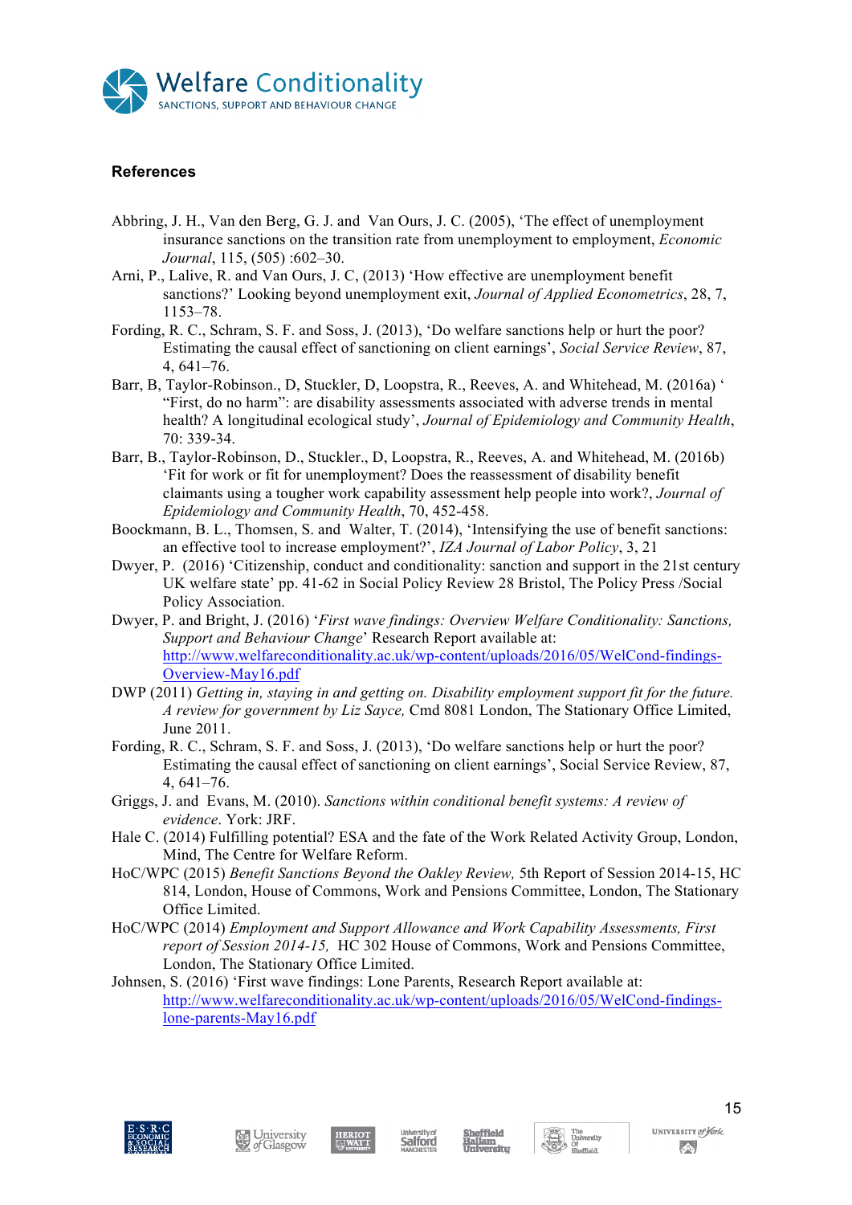### References

Abbring, J. H., Van den Berg, G. J. and Van Ours, J. C. (2005), 'The effect of unemployment insurance sanctions on the transition rate from unemployment to employment, *Economic Journal*, 115, (505) :602–30.

Arni, P., Lalive, R. and Van Ours, J. C, (2013) 'How effective are unemployment benefit sanctions?' Looking beyond unemployment exit, *Journal of Applied Econometrics*, 28, 7, 1153–78.

Fording, R. C., Schram, S. F. and Soss, J. (2013), 'Do welfare sanctions help or hurt the poor? Estimating the causal effect of sanctioning on client earnings', *Social Service Review*, 87, 4, 641–76.

Barr, B, Taylor-Robinson., D, Stuckler, D, Loopstra, R., Reeves, A. and Whitehead, M. (2016a) ' "First, do no harm": are disability assessments associated with adverse trends in mental health? A longitudinal ecological study', *Journal of Epidemiology and Community Health*, 70: 339-34.

Barr, B., Taylor-Robinson, D., Stuckler., D, Loopstra, R., Reeves, A. and Whitehead, M. (2016b) 'Fit for work or fit for unemployment? Does the reassessment of disability benefit claimants using a tougher work capability assessment help people into work?, *Journal of Epidemiology and Community Health*, 70, 452-458.

Boockmann, B. L., Thomsen, S. and Walter, T. (2014), 'Intensifying the use of benefit sanctions: an effective tool to increase employment?', *IZA Journal of Labor Policy*, 3, 21

Dwyer, P. (2016) 'Citizenship, conduct and conditionality: sanction and support in the 21st century UK welfare state' pp. 41-62 in Social Policy Review 28 Bristol, The Policy Press /Social Policy Association.

Dwyer, P. and Bright, J. (2016) '*First wave findings: Overview Welfare Conditionality: Sanctions, Support and Behaviour Change*' Research Report available at: http://www.welfareconditionality.ac.uk/wp-content/uploads/2016/05/WelCond-findings-Overview-May16.pdf

DWP (2011) *Getting in, staying in and getting on. Disability employment support fit for the future. A review for government by Liz Sayce,* Cmd 8081 London, The Stationary Office Limited, June 2011.

Fording, R. C., Schram, S. F. and Soss, J. (2013), 'Do welfare sanctions help or hurt the poor? Estimating the causal effect of sanctioning on client earnings', Social Service Review, 87, 4, 641–76.

Griggs, J. and Evans, M. (2010). *Sanctions within conditional benefit systems: A review of evidence*. York: JRF.

Hale C. (2014) Fulfilling potential? ESA and the fate of the Work Related Activity Group, London, Mind, The Centre for Welfare Reform.

HoC/WPC (2015) *Benefit Sanctions Beyond the Oakley Review,* 5th Report of Session 2014-15, HC 814, London, House of Commons, Work and Pensions Committee, London, The Stationary Office Limited.

HoC/WPC (2014) *Employment and Support Allowance and Work Capability Assessments, First report of Session 2014-15,* HC 302 House of Commons, Work and Pensions Committee, London, The Stationary Office Limited.

Johnsen, S. (2016) 'First wave findings: Lone Parents, Research Report available at: http://www.welfareconditionality.ac.uk/wp-content/uploads/2016/05/WelCond-findings-lone-parents-May16.pdf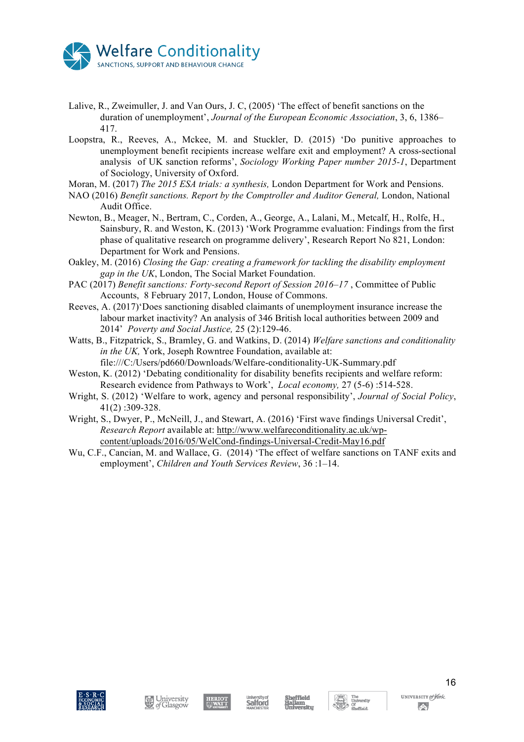Lalive, R., Zweimuller, J. and Van Ours, J. C, (2005) 'The effect of benefit sanctions on the duration of unemployment', *Journal of the European Economic Association*, 3, 6, 1386–417.

Loopstra, R., Reeves, A., Mckee, M. and Stuckler, D. (2015) 'Do punitive approaches to unemployment benefit recipients increase welfare exit and employment? A cross-sectional analysis of UK sanction reforms', *Sociology Working Paper number 2015-1*, Department of Sociology, University of Oxford.

Moran, M. (2017) *The 2015 ESA trials: a synthesis,* London Department for Work and Pensions.

NAO (2016) *Benefit sanctions. Report by the Comptroller and Auditor General,* London, National Audit Office.

Newton, B., Meager, N., Bertram, C., Corden, A., George, A., Lalani, M., Metcalf, H., Rolfe, H., Sainsbury, R. and Weston, K. (2013) 'Work Programme evaluation: Findings from the first phase of qualitative research on programme delivery', Research Report No 821, London: Department for Work and Pensions.

Oakley, M. (2016) *Closing the Gap: creating a framework for tackling the disability employment gap in the UK*, London, The Social Market Foundation.

PAC (2017) *Benefit sanctions: Forty-second Report of Session 2016–17* , Committee of Public Accounts, 8 February 2017, London, House of Commons.

Reeves, A. (2017)'Does sanctioning disabled claimants of unemployment insurance increase the labour market inactivity? An analysis of 346 British local authorities between 2009 and 2014' *Poverty and Social Justice,* 25 (2):129-46.

Watts, B., Fitzpatrick, S., Bramley, G. and Watkins, D. (2014) *Welfare sanctions and conditionality in the UK,* York, Joseph Rowntree Foundation, available at: file:///C:/Users/pd660/Downloads/Welfare-conditionality-UK-Summary.pdf

Weston, K. (2012) 'Debating conditionality for disability benefits recipients and welfare reform: Research evidence from Pathways to Work', *Local economy,* 27 (5-6) :514-528.

Wright, S. (2012) 'Welfare to work, agency and personal responsibility', *Journal of Social Policy*, 41(2) :309-328.

Wright, S., Dwyer, P., McNeill, J., and Stewart, A. (2016) 'First wave findings Universal Credit', *Research Report* available at: http://www.welfareconditionality.ac.uk/wp-content/uploads/2016/05/WelCond-findings-Universal-Credit-May16.pdf

Wu, C.F., Cancian, M. and Wallace, G. (2014) 'The effect of welfare sanctions on TANF exits and employment', *Children and Youth Services Review*, 36 :1–14.